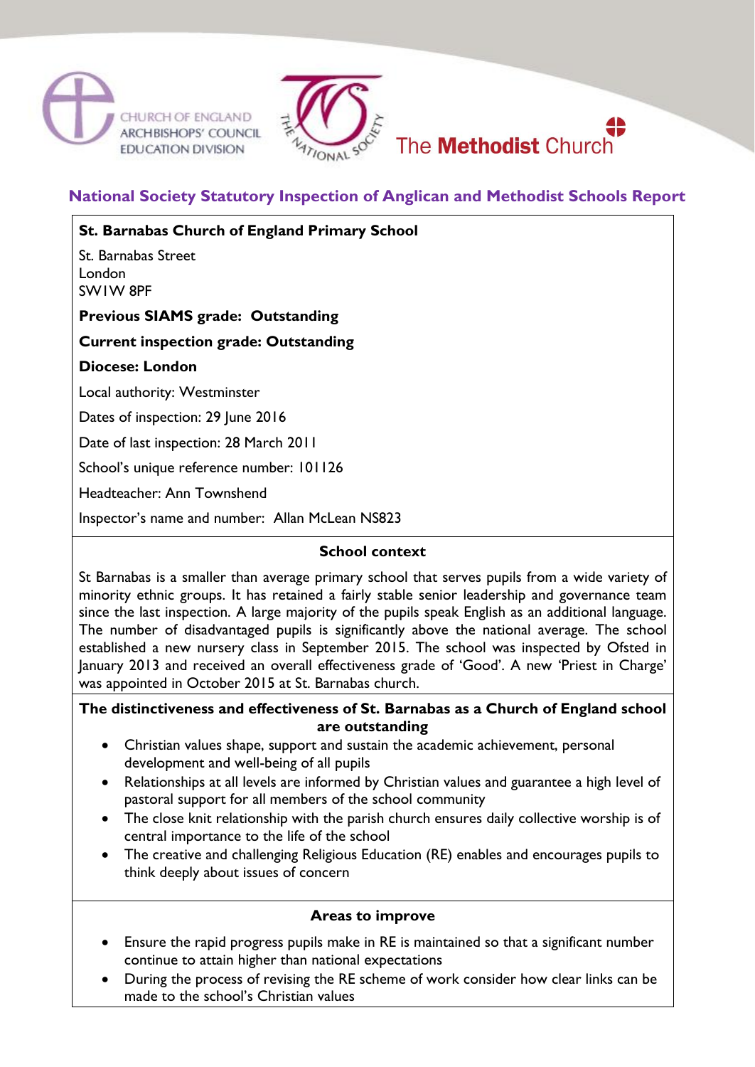CHURCH OF ENGLAND
ARCHBISHOPS' COUNCIL
EDUCATION DIVISION

THE NATIONAL SOCIETY

The Methodist Church

# National Society Statutory Inspection of Anglican and Methodist Schools Report

**St. Barnabas Church of England Primary School**

St. Barnabas Street
London
SW1W 8PF

**Previous SIAMS grade: Outstanding**

**Current inspection grade: Outstanding**

**Diocese: London**

Local authority: Westminster

Dates of inspection: 29 June 2016

Date of last inspection: 28 March 2011

School's unique reference number: 101126

Headteacher: Ann Townshend

Inspector's name and number: Allan McLean NS823

## School context

St Barnabas is a smaller than average primary school that serves pupils from a wide variety of minority ethnic groups. It has retained a fairly stable senior leadership and governance team since the last inspection. A large majority of the pupils speak English as an additional language. The number of disadvantaged pupils is significantly above the national average. The school established a new nursery class in September 2015. The school was inspected by Ofsted in January 2013 and received an overall effectiveness grade of 'Good'. A new 'Priest in Charge' was appointed in October 2015 at St. Barnabas church.

## The distinctiveness and effectiveness of St. Barnabas as a Church of England school are outstanding

- Christian values shape, support and sustain the academic achievement, personal development and well-being of all pupils
- Relationships at all levels are informed by Christian values and guarantee a high level of pastoral support for all members of the school community
- The close knit relationship with the parish church ensures daily collective worship is of central importance to the life of the school
- The creative and challenging Religious Education (RE) enables and encourages pupils to think deeply about issues of concern

## Areas to improve

- Ensure the rapid progress pupils make in RE is maintained so that a significant number continue to attain higher than national expectations
- During the process of revising the RE scheme of work consider how clear links can be made to the school's Christian values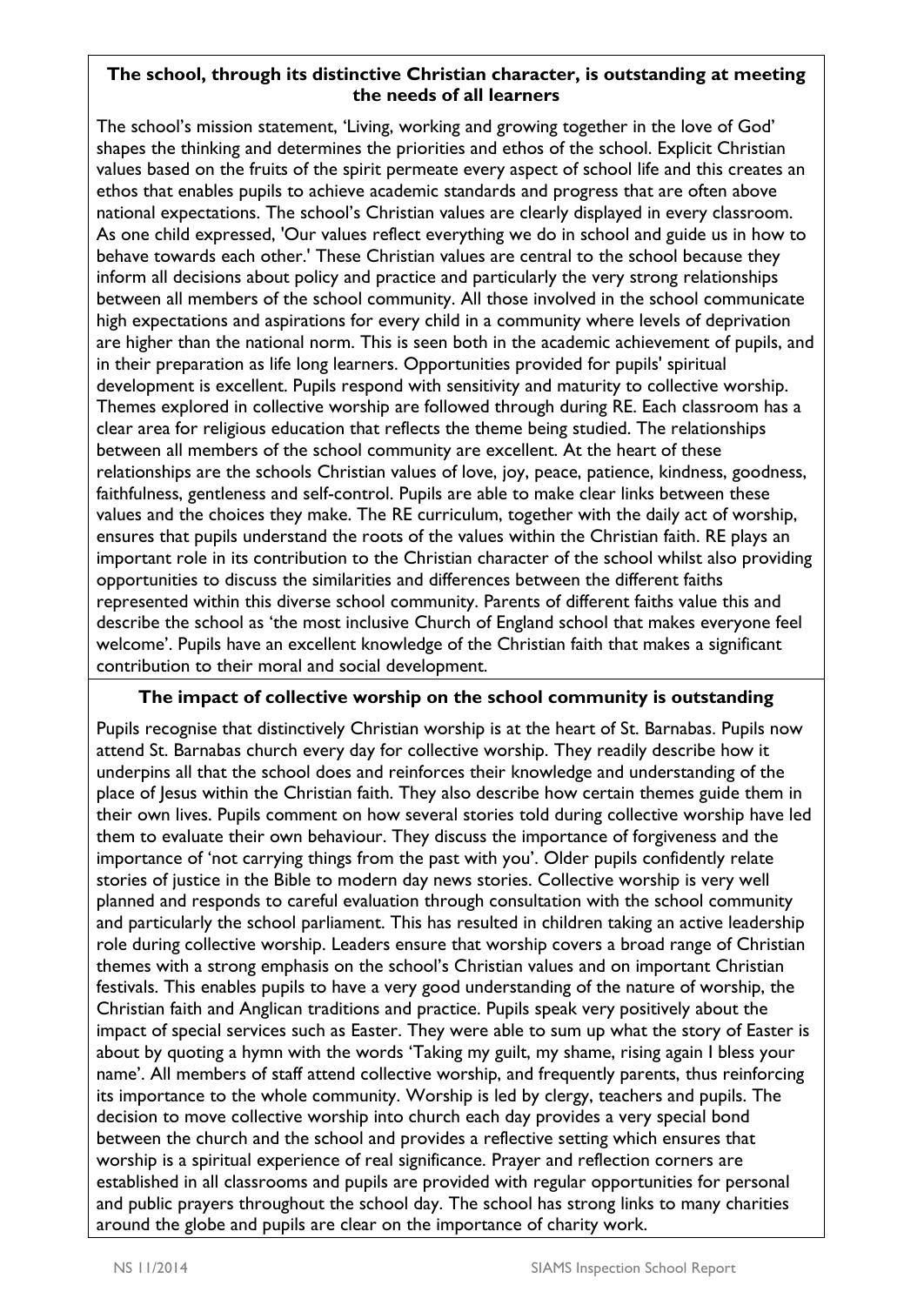**The school, through its distinctive Christian character, is outstanding at meeting the needs of all learners**

The school's mission statement, 'Living, working and growing together in the love of God' shapes the thinking and determines the priorities and ethos of the school. Explicit Christian values based on the fruits of the spirit permeate every aspect of school life and this creates an ethos that enables pupils to achieve academic standards and progress that are often above national expectations. The school's Christian values are clearly displayed in every classroom. As one child expressed, 'Our values reflect everything we do in school and guide us in how to behave towards each other.' These Christian values are central to the school because they inform all decisions about policy and practice and particularly the very strong relationships between all members of the school community. All those involved in the school communicate high expectations and aspirations for every child in a community where levels of deprivation are higher than the national norm. This is seen both in the academic achievement of pupils, and in their preparation as life long learners. Opportunities provided for pupils' spiritual development is excellent. Pupils respond with sensitivity and maturity to collective worship. Themes explored in collective worship are followed through during RE. Each classroom has a clear area for religious education that reflects the theme being studied. The relationships between all members of the school community are excellent. At the heart of these relationships are the schools Christian values of love, joy, peace, patience, kindness, goodness, faithfulness, gentleness and self-control. Pupils are able to make clear links between these values and the choices they make. The RE curriculum, together with the daily act of worship, ensures that pupils understand the roots of the values within the Christian faith. RE plays an important role in its contribution to the Christian character of the school whilst also providing opportunities to discuss the similarities and differences between the different faiths represented within this diverse school community. Parents of different faiths value this and describe the school as 'the most inclusive Church of England school that makes everyone feel welcome'. Pupils have an excellent knowledge of the Christian faith that makes a significant contribution to their moral and social development.

**The impact of collective worship on the school community is outstanding**

Pupils recognise that distinctively Christian worship is at the heart of St. Barnabas. Pupils now attend St. Barnabas church every day for collective worship. They readily describe how it underpins all that the school does and reinforces their knowledge and understanding of the place of Jesus within the Christian faith. They also describe how certain themes guide them in their own lives. Pupils comment on how several stories told during collective worship have led them to evaluate their own behaviour. They discuss the importance of forgiveness and the importance of 'not carrying things from the past with you'. Older pupils confidently relate stories of justice in the Bible to modern day news stories. Collective worship is very well planned and responds to careful evaluation through consultation with the school community and particularly the school parliament. This has resulted in children taking an active leadership role during collective worship. Leaders ensure that worship covers a broad range of Christian themes with a strong emphasis on the school's Christian values and on important Christian festivals. This enables pupils to have a very good understanding of the nature of worship, the Christian faith and Anglican traditions and practice. Pupils speak very positively about the impact of special services such as Easter. They were able to sum up what the story of Easter is about by quoting a hymn with the words 'Taking my guilt, my shame, rising again I bless your name'. All members of staff attend collective worship, and frequently parents, thus reinforcing its importance to the whole community. Worship is led by clergy, teachers and pupils. The decision to move collective worship into church each day provides a very special bond between the church and the school and provides a reflective setting which ensures that worship is a spiritual experience of real significance. Prayer and reflection corners are established in all classrooms and pupils are provided with regular opportunities for personal and public prayers throughout the school day. The school has strong links to many charities around the globe and pupils are clear on the importance of charity work.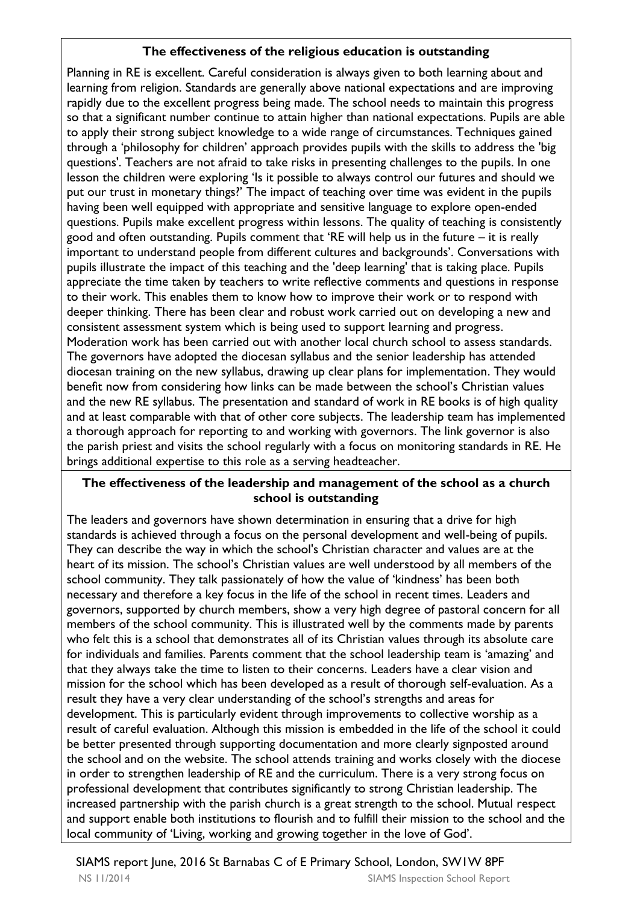**The effectiveness of the religious education is outstanding**

Planning in RE is excellent. Careful consideration is always given to both learning about and learning from religion. Standards are generally above national expectations and are improving rapidly due to the excellent progress being made. The school needs to maintain this progress so that a significant number continue to attain higher than national expectations. Pupils are able to apply their strong subject knowledge to a wide range of circumstances. Techniques gained through a 'philosophy for children' approach provides pupils with the skills to address the 'big questions'. Teachers are not afraid to take risks in presenting challenges to the pupils. In one lesson the children were exploring 'Is it possible to always control our futures and should we put our trust in monetary things?' The impact of teaching over time was evident in the pupils having been well equipped with appropriate and sensitive language to explore open-ended questions. Pupils make excellent progress within lessons. The quality of teaching is consistently good and often outstanding. Pupils comment that 'RE will help us in the future – it is really important to understand people from different cultures and backgrounds'. Conversations with pupils illustrate the impact of this teaching and the 'deep learning' that is taking place. Pupils appreciate the time taken by teachers to write reflective comments and questions in response to their work. This enables them to know how to improve their work or to respond with deeper thinking. There has been clear and robust work carried out on developing a new and consistent assessment system which is being used to support learning and progress. Moderation work has been carried out with another local church school to assess standards. The governors have adopted the diocesan syllabus and the senior leadership has attended diocesan training on the new syllabus, drawing up clear plans for implementation. They would benefit now from considering how links can be made between the school's Christian values and the new RE syllabus. The presentation and standard of work in RE books is of high quality and at least comparable with that of other core subjects. The leadership team has implemented a thorough approach for reporting to and working with governors. The link governor is also the parish priest and visits the school regularly with a focus on monitoring standards in RE. He brings additional expertise to this role as a serving headteacher.

**The effectiveness of the leadership and management of the school as a church school is outstanding**

The leaders and governors have shown determination in ensuring that a drive for high standards is achieved through a focus on the personal development and well-being of pupils. They can describe the way in which the school's Christian character and values are at the heart of its mission. The school's Christian values are well understood by all members of the school community. They talk passionately of how the value of 'kindness' has been both necessary and therefore a key focus in the life of the school in recent times. Leaders and governors, supported by church members, show a very high degree of pastoral concern for all members of the school community. This is illustrated well by the comments made by parents who felt this is a school that demonstrates all of its Christian values through its absolute care for individuals and families. Parents comment that the school leadership team is 'amazing' and that they always take the time to listen to their concerns. Leaders have a clear vision and mission for the school which has been developed as a result of thorough self-evaluation. As a result they have a very clear understanding of the school's strengths and areas for development. This is particularly evident through improvements to collective worship as a result of careful evaluation. Although this mission is embedded in the life of the school it could be better presented through supporting documentation and more clearly signposted around the school and on the website. The school attends training and works closely with the diocese in order to strengthen leadership of RE and the curriculum. There is a very strong focus on professional development that contributes significantly to strong Christian leadership. The increased partnership with the parish church is a great strength to the school. Mutual respect and support enable both institutions to flourish and to fulfill their mission to the school and the local community of 'Living, working and growing together in the love of God'.

SIAMS report June, 2016 St Barnabas C of E Primary School, London, SW1W 8PF